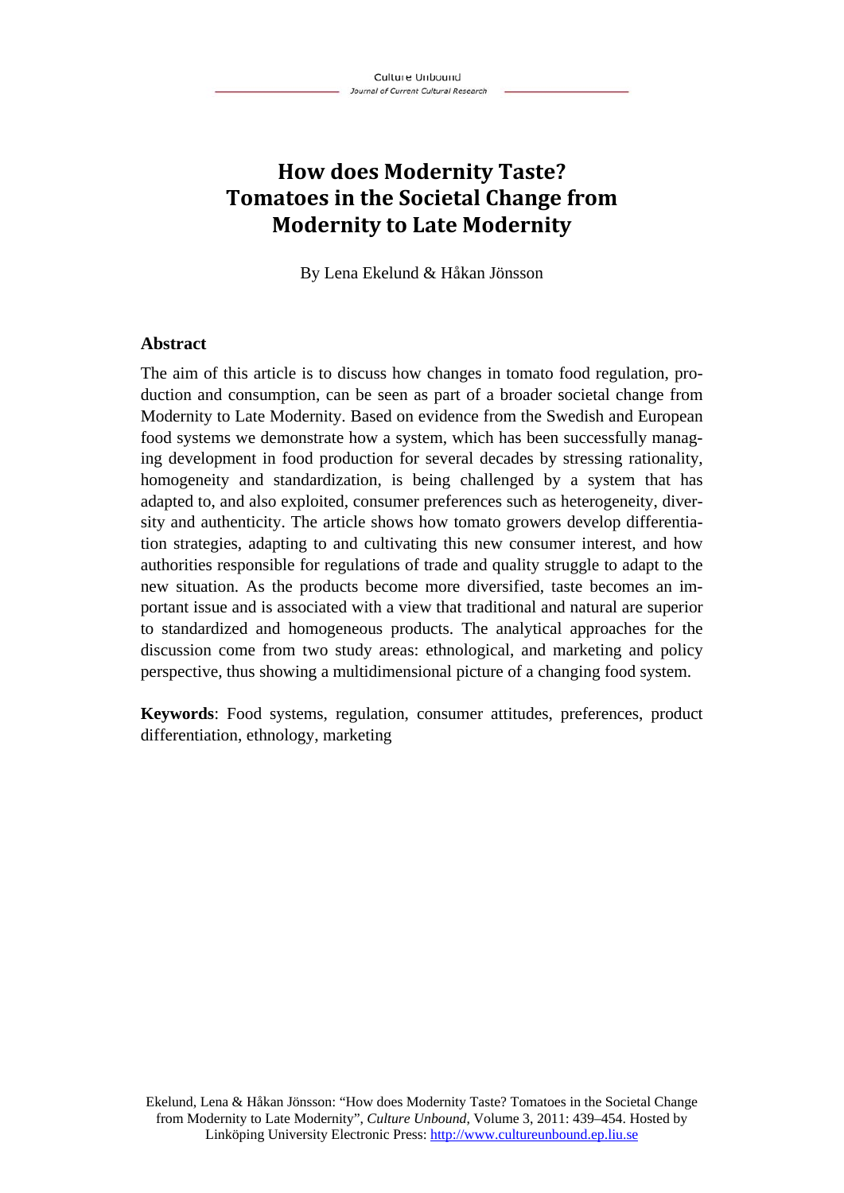# How does Modernity Taste? Tomatoes in the Societal Change from Modernity to Late Modernity

By Lena Ekelund & Håkan Jönsson

### Abstract

The aim of this article is to discuss how changes in tomato food regulation, production and consumption, can be seen as part of a broader societal change from Modernity to Late Modernity. Based on evidence from the Swedish and European food systems we demonstrate how a system, which has been successfully managing development in food production for several decades by stressing rationality, homogeneity and standardization, is being challenged by a system that has adapted to, and also exploited, consumer preferences such as heterogeneity, diversity and authenticity. The article shows how tomato growers develop differentiation strategies, adapting to and cultivating this new consumer interest, and how authorities responsible for regulations of trade and quality struggle to adapt to the new situation. As the products become more diversified, taste becomes an important issue and is associated with a view that traditional and natural are superior to standardized and homogeneous products. The analytical approaches for the discussion come from two study areas: ethnological, and marketing and policy perspective, thus showing a multidimensional picture of a changing food system.

**Keywords**: Food systems, regulation, consumer attitudes, preferences, product differentiation, ethnology, marketing

Ekelund, Lena & Håkan Jönsson: "How does Modernity Taste? Tomatoes in the Societal Change from Modernity to Late Modernity", *Culture Unbound*, Volume 3, 2011: 439–454. Hosted by Linköping University Electronic Press: http://www.cultureunbound.ep.liu.se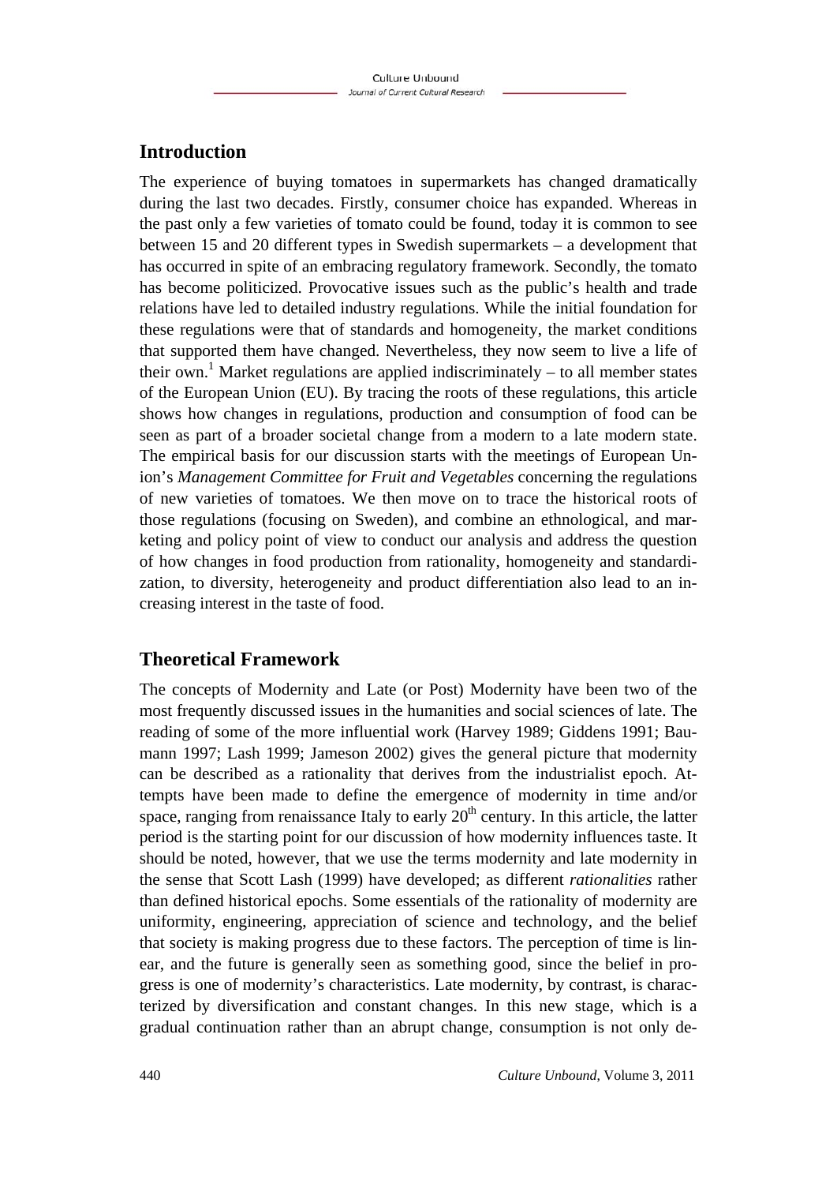## Introduction

The experience of buying tomatoes in supermarkets has changed dramatically during the last two decades. Firstly, consumer choice has expanded. Whereas in the past only a few varieties of tomato could be found, today it is common to see between 15 and 20 different types in Swedish supermarkets – a development that has occurred in spite of an embracing regulatory framework. Secondly, the tomato has become politicized. Provocative issues such as the public's health and trade relations have led to detailed industry regulations. While the initial foundation for these regulations were that of standards and homogeneity, the market conditions that supported them have changed. Nevertheless, they now seem to live a life of their own.[1] Market regulations are applied indiscriminately – to all member states of the European Union (EU). By tracing the roots of these regulations, this article shows how changes in regulations, production and consumption of food can be seen as part of a broader societal change from a modern to a late modern state. The empirical basis for our discussion starts with the meetings of European Union's *Management Committee for Fruit and Vegetables* concerning the regulations of new varieties of tomatoes. We then move on to trace the historical roots of those regulations (focusing on Sweden), and combine an ethnological, and marketing and policy point of view to conduct our analysis and address the question of how changes in food production from rationality, homogeneity and standardization, to diversity, heterogeneity and product differentiation also lead to an increasing interest in the taste of food.

## Theoretical Framework

The concepts of Modernity and Late (or Post) Modernity have been two of the most frequently discussed issues in the humanities and social sciences of late. The reading of some of the more influential work (Harvey 1989; Giddens 1991; Baumann 1997; Lash 1999; Jameson 2002) gives the general picture that modernity can be described as a rationality that derives from the industrialist epoch. Attempts have been made to define the emergence of modernity in time and/or space, ranging from renaissance Italy to early 20th century. In this article, the latter period is the starting point for our discussion of how modernity influences taste. It should be noted, however, that we use the terms modernity and late modernity in the sense that Scott Lash (1999) have developed; as different *rationalities* rather than defined historical epochs. Some essentials of the rationality of modernity are uniformity, engineering, appreciation of science and technology, and the belief that society is making progress due to these factors. The perception of time is linear, and the future is generally seen as something good, since the belief in progress is one of modernity's characteristics. Late modernity, by contrast, is characterized by diversification and constant changes. In this new stage, which is a gradual continuation rather than an abrupt change, consumption is not only de-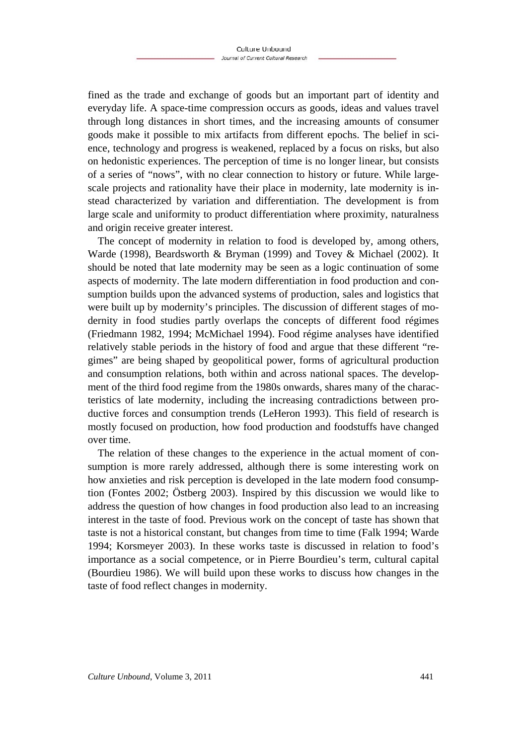fined as the trade and exchange of goods but an important part of identity and everyday life. A space-time compression occurs as goods, ideas and values travel through long distances in short times, and the increasing amounts of consumer goods make it possible to mix artifacts from different epochs. The belief in science, technology and progress is weakened, replaced by a focus on risks, but also on hedonistic experiences. The perception of time is no longer linear, but consists of a series of "nows", with no clear connection to history or future. While large-scale projects and rationality have their place in modernity, late modernity is instead characterized by variation and differentiation. The development is from large scale and uniformity to product differentiation where proximity, naturalness and origin receive greater interest.

The concept of modernity in relation to food is developed by, among others, Warde (1998), Beardsworth & Bryman (1999) and Tovey & Michael (2002). It should be noted that late modernity may be seen as a logic continuation of some aspects of modernity. The late modern differentiation in food production and consumption builds upon the advanced systems of production, sales and logistics that were built up by modernity's principles. The discussion of different stages of modernity in food studies partly overlaps the concepts of different food régimes (Friedmann 1982, 1994; McMichael 1994). Food régime analyses have identified relatively stable periods in the history of food and argue that these different "regimes" are being shaped by geopolitical power, forms of agricultural production and consumption relations, both within and across national spaces. The development of the third food regime from the 1980s onwards, shares many of the characteristics of late modernity, including the increasing contradictions between productive forces and consumption trends (LeHeron 1993). This field of research is mostly focused on production, how food production and foodstuffs have changed over time.

The relation of these changes to the experience in the actual moment of consumption is more rarely addressed, although there is some interesting work on how anxieties and risk perception is developed in the late modern food consumption (Fontes 2002; Östberg 2003). Inspired by this discussion we would like to address the question of how changes in food production also lead to an increasing interest in the taste of food. Previous work on the concept of taste has shown that taste is not a historical constant, but changes from time to time (Falk 1994; Warde 1994; Korsmeyer 2003). In these works taste is discussed in relation to food's importance as a social competence, or in Pierre Bourdieu's term, cultural capital (Bourdieu 1986). We will build upon these works to discuss how changes in the taste of food reflect changes in modernity.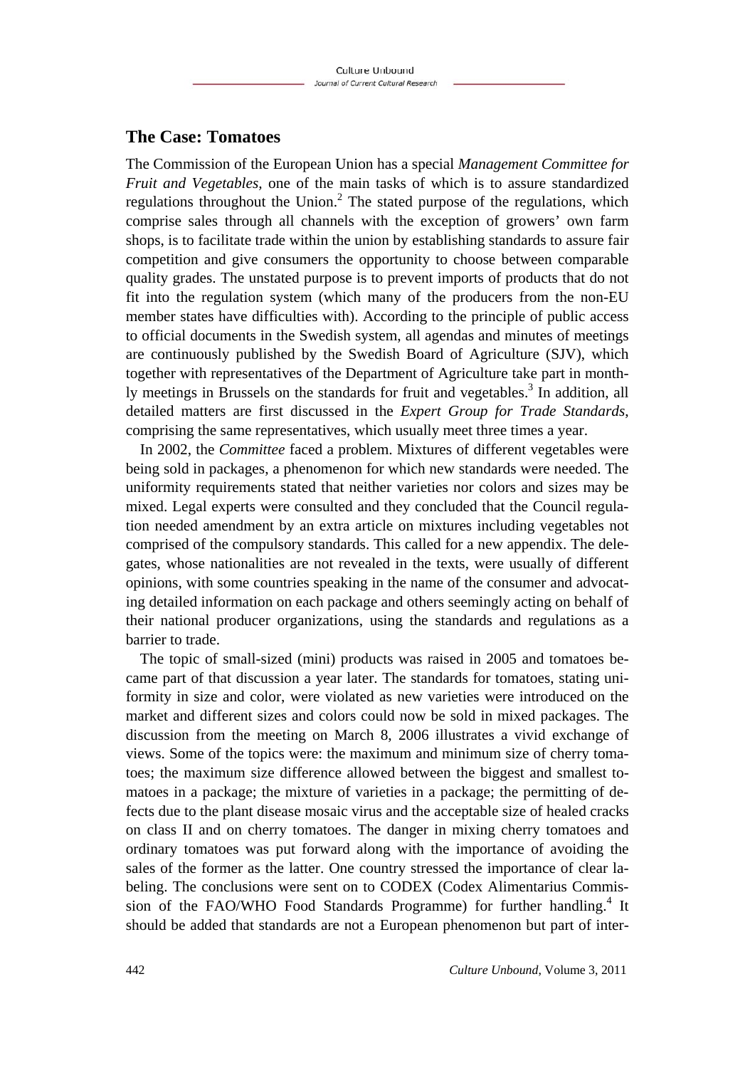## The Case: Tomatoes

The Commission of the European Union has a special *Management Committee for Fruit and Vegetables,* one of the main tasks of which is to assure standardized regulations throughout the Union.[2] The stated purpose of the regulations, which comprise sales through all channels with the exception of growers' own farm shops, is to facilitate trade within the union by establishing standards to assure fair competition and give consumers the opportunity to choose between comparable quality grades. The unstated purpose is to prevent imports of products that do not fit into the regulation system (which many of the producers from the non-EU member states have difficulties with). According to the principle of public access to official documents in the Swedish system, all agendas and minutes of meetings are continuously published by the Swedish Board of Agriculture (SJV), which together with representatives of the Department of Agriculture take part in monthly meetings in Brussels on the standards for fruit and vegetables.[3] In addition, all detailed matters are first discussed in the *Expert Group for Trade Standards,* comprising the same representatives, which usually meet three times a year.

In 2002, the *Committee* faced a problem. Mixtures of different vegetables were being sold in packages, a phenomenon for which new standards were needed. The uniformity requirements stated that neither varieties nor colors and sizes may be mixed. Legal experts were consulted and they concluded that the Council regulation needed amendment by an extra article on mixtures including vegetables not comprised of the compulsory standards. This called for a new appendix. The delegates, whose nationalities are not revealed in the texts, were usually of different opinions, with some countries speaking in the name of the consumer and advocating detailed information on each package and others seemingly acting on behalf of their national producer organizations, using the standards and regulations as a barrier to trade.

The topic of small-sized (mini) products was raised in 2005 and tomatoes became part of that discussion a year later. The standards for tomatoes, stating uniformity in size and color, were violated as new varieties were introduced on the market and different sizes and colors could now be sold in mixed packages. The discussion from the meeting on March 8, 2006 illustrates a vivid exchange of views. Some of the topics were: the maximum and minimum size of cherry tomatoes; the maximum size difference allowed between the biggest and smallest tomatoes in a package; the mixture of varieties in a package; the permitting of defects due to the plant disease mosaic virus and the acceptable size of healed cracks on class II and on cherry tomatoes. The danger in mixing cherry tomatoes and ordinary tomatoes was put forward along with the importance of avoiding the sales of the former as the latter. One country stressed the importance of clear labeling. The conclusions were sent on to CODEX (Codex Alimentarius Commission of the FAO/WHO Food Standards Programme) for further handling.[4] It should be added that standards are not a European phenomenon but part of inter-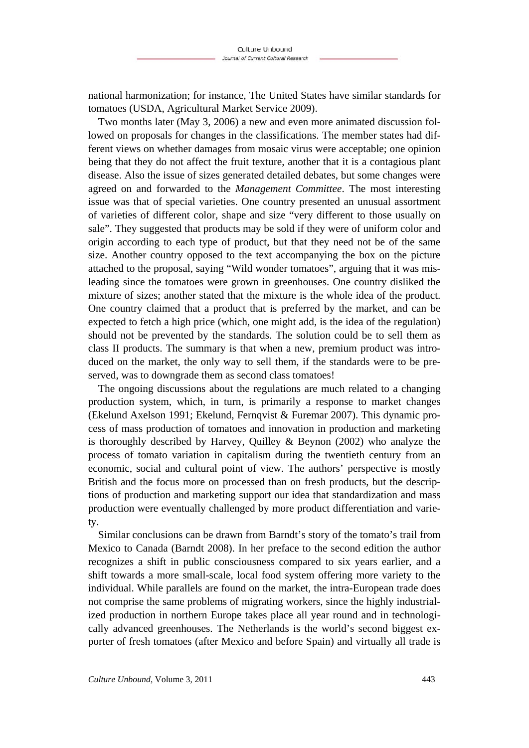national harmonization; for instance, The United States have similar standards for tomatoes (USDA, Agricultural Market Service 2009).

Two months later (May 3, 2006) a new and even more animated discussion followed on proposals for changes in the classifications. The member states had different views on whether damages from mosaic virus were acceptable; one opinion being that they do not affect the fruit texture, another that it is a contagious plant disease. Also the issue of sizes generated detailed debates, but some changes were agreed on and forwarded to the *Management Committee*. The most interesting issue was that of special varieties. One country presented an unusual assortment of varieties of different color, shape and size "very different to those usually on sale". They suggested that products may be sold if they were of uniform color and origin according to each type of product, but that they need not be of the same size. Another country opposed to the text accompanying the box on the picture attached to the proposal, saying "Wild wonder tomatoes", arguing that it was misleading since the tomatoes were grown in greenhouses. One country disliked the mixture of sizes; another stated that the mixture is the whole idea of the product. One country claimed that a product that is preferred by the market, and can be expected to fetch a high price (which, one might add, is the idea of the regulation) should not be prevented by the standards. The solution could be to sell them as class II products. The summary is that when a new, premium product was introduced on the market, the only way to sell them, if the standards were to be preserved, was to downgrade them as second class tomatoes!

The ongoing discussions about the regulations are much related to a changing production system, which, in turn, is primarily a response to market changes (Ekelund Axelson 1991; Ekelund, Fernqvist & Furemar 2007). This dynamic process of mass production of tomatoes and innovation in production and marketing is thoroughly described by Harvey, Quilley & Beynon (2002) who analyze the process of tomato variation in capitalism during the twentieth century from an economic, social and cultural point of view. The authors' perspective is mostly British and the focus more on processed than on fresh products, but the descriptions of production and marketing support our idea that standardization and mass production were eventually challenged by more product differentiation and variety.

Similar conclusions can be drawn from Barndt's story of the tomato's trail from Mexico to Canada (Barndt 2008). In her preface to the second edition the author recognizes a shift in public consciousness compared to six years earlier, and a shift towards a more small-scale, local food system offering more variety to the individual. While parallels are found on the market, the intra-European trade does not comprise the same problems of migrating workers, since the highly industrialized production in northern Europe takes place all year round and in technologically advanced greenhouses. The Netherlands is the world's second biggest exporter of fresh tomatoes (after Mexico and before Spain) and virtually all trade is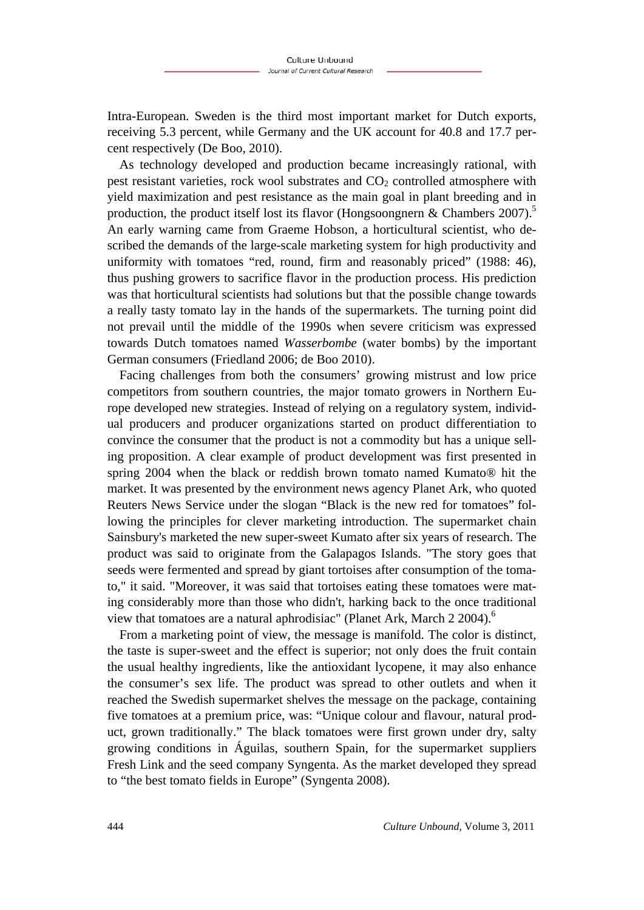Intra-European. Sweden is the third most important market for Dutch exports, receiving 5.3 percent, while Germany and the UK account for 40.8 and 17.7 percent respectively (De Boo, 2010).

As technology developed and production became increasingly rational, with pest resistant varieties, rock wool substrates and $CO_2$ controlled atmosphere with yield maximization and pest resistance as the main goal in plant breeding and in production, the product itself lost its flavor (Hongsoongnern & Chambers 2007).[5] An early warning came from Graeme Hobson, a horticultural scientist, who described the demands of the large-scale marketing system for high productivity and uniformity with tomatoes "red, round, firm and reasonably priced" (1988: 46), thus pushing growers to sacrifice flavor in the production process. His prediction was that horticultural scientists had solutions but that the possible change towards a really tasty tomato lay in the hands of the supermarkets. The turning point did not prevail until the middle of the 1990s when severe criticism was expressed towards Dutch tomatoes named *Wasserbombe* (water bombs) by the important German consumers (Friedland 2006; de Boo 2010).

Facing challenges from both the consumers' growing mistrust and low price competitors from southern countries, the major tomato growers in Northern Europe developed new strategies. Instead of relying on a regulatory system, individual producers and producer organizations started on product differentiation to convince the consumer that the product is not a commodity but has a unique selling proposition. A clear example of product development was first presented in spring 2004 when the black or reddish brown tomato named Kumato® hit the market. It was presented by the environment news agency Planet Ark, who quoted Reuters News Service under the slogan "Black is the new red for tomatoes" following the principles for clever marketing introduction. The supermarket chain Sainsbury's marketed the new super-sweet Kumato after six years of research. The product was said to originate from the Galapagos Islands. "The story goes that seeds were fermented and spread by giant tortoises after consumption of the tomato," it said. "Moreover, it was said that tortoises eating these tomatoes were mating considerably more than those who didn't, harking back to the once traditional view that tomatoes are a natural aphrodisiac" (Planet Ark, March 2 2004).[6]

From a marketing point of view, the message is manifold. The color is distinct, the taste is super-sweet and the effect is superior; not only does the fruit contain the usual healthy ingredients, like the antioxidant lycopene, it may also enhance the consumer's sex life. The product was spread to other outlets and when it reached the Swedish supermarket shelves the message on the package, containing five tomatoes at a premium price, was: "Unique colour and flavour, natural product, grown traditionally." The black tomatoes were first grown under dry, salty growing conditions in Águilas, southern Spain, for the supermarket suppliers Fresh Link and the seed company Syngenta. As the market developed they spread to "the best tomato fields in Europe" (Syngenta 2008).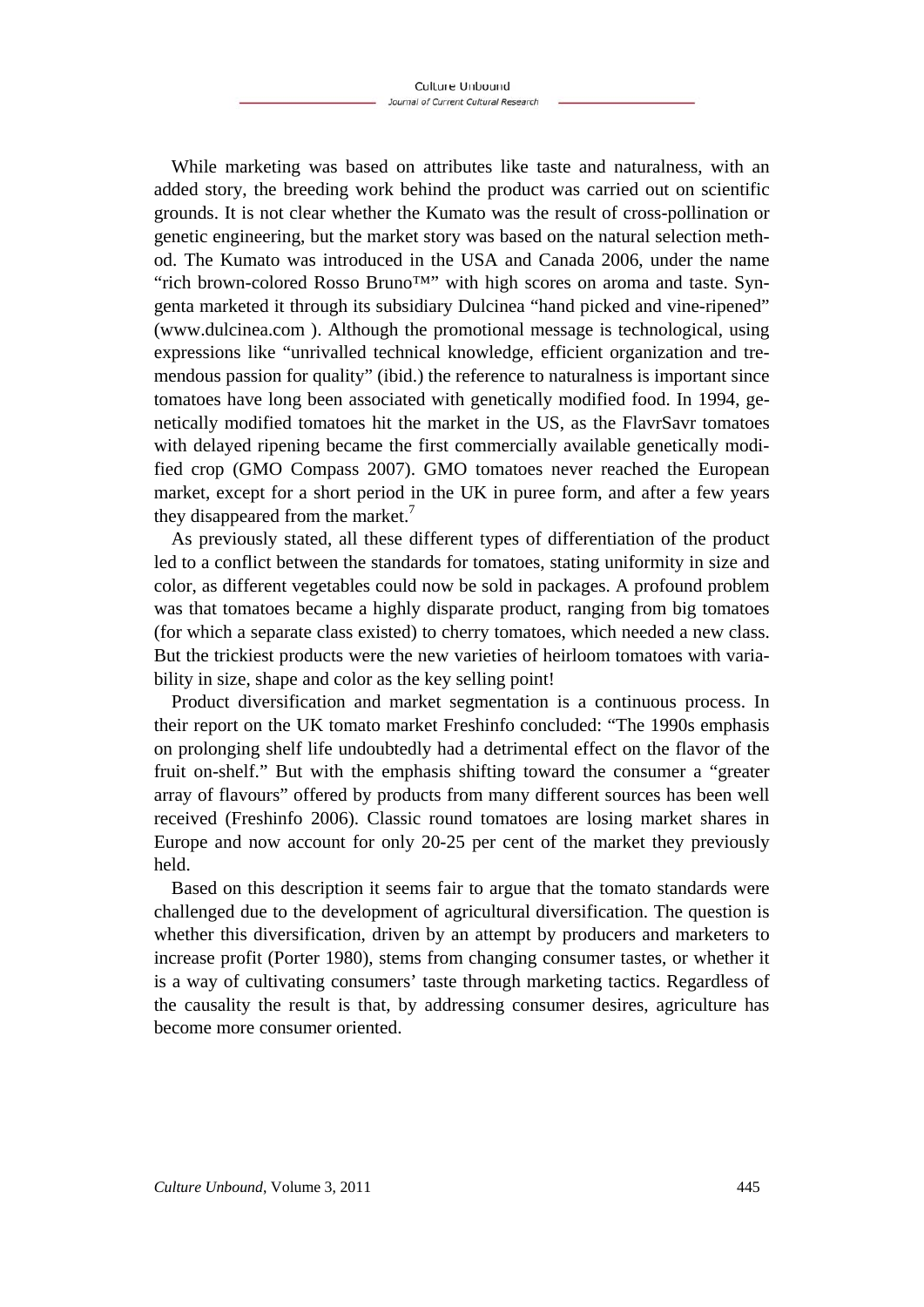While marketing was based on attributes like taste and naturalness, with an added story, the breeding work behind the product was carried out on scientific grounds. It is not clear whether the Kumato was the result of cross-pollination or genetic engineering, but the market story was based on the natural selection method. The Kumato was introduced in the USA and Canada 2006, under the name "rich brown-colored Rosso Bruno™" with high scores on aroma and taste. Syngenta marketed it through its subsidiary Dulcinea "hand picked and vine-ripened" (www.dulcinea.com ). Although the promotional message is technological, using expressions like "unrivalled technical knowledge, efficient organization and tremendous passion for quality" (ibid.) the reference to naturalness is important since tomatoes have long been associated with genetically modified food. In 1994, genetically modified tomatoes hit the market in the US, as the FlavrSavr tomatoes with delayed ripening became the first commercially available genetically modified crop (GMO Compass 2007). GMO tomatoes never reached the European market, except for a short period in the UK in puree form, and after a few years they disappeared from the market.[7]

As previously stated, all these different types of differentiation of the product led to a conflict between the standards for tomatoes, stating uniformity in size and color, as different vegetables could now be sold in packages. A profound problem was that tomatoes became a highly disparate product, ranging from big tomatoes (for which a separate class existed) to cherry tomatoes, which needed a new class. But the trickiest products were the new varieties of heirloom tomatoes with variability in size, shape and color as the key selling point!

Product diversification and market segmentation is a continuous process. In their report on the UK tomato market Freshinfo concluded: "The 1990s emphasis on prolonging shelf life undoubtedly had a detrimental effect on the flavor of the fruit on-shelf." But with the emphasis shifting toward the consumer a "greater array of flavours" offered by products from many different sources has been well received (Freshinfo 2006). Classic round tomatoes are losing market shares in Europe and now account for only 20-25 per cent of the market they previously held.

Based on this description it seems fair to argue that the tomato standards were challenged due to the development of agricultural diversification. The question is whether this diversification, driven by an attempt by producers and marketers to increase profit (Porter 1980), stems from changing consumer tastes, or whether it is a way of cultivating consumers' taste through marketing tactics. Regardless of the causality the result is that, by addressing consumer desires, agriculture has become more consumer oriented.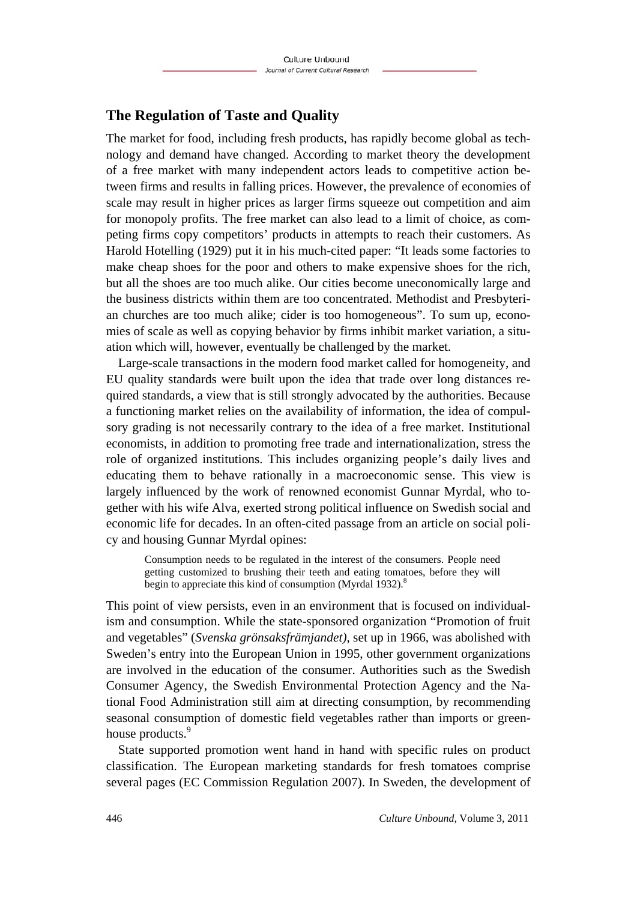## The Regulation of Taste and Quality

The market for food, including fresh products, has rapidly become global as technology and demand have changed. According to market theory the development of a free market with many independent actors leads to competitive action between firms and results in falling prices. However, the prevalence of economies of scale may result in higher prices as larger firms squeeze out competition and aim for monopoly profits. The free market can also lead to a limit of choice, as competing firms copy competitors' products in attempts to reach their customers. As Harold Hotelling (1929) put it in his much-cited paper: "It leads some factories to make cheap shoes for the poor and others to make expensive shoes for the rich, but all the shoes are too much alike. Our cities become uneconomically large and the business districts within them are too concentrated. Methodist and Presbyterian churches are too much alike; cider is too homogeneous". To sum up, economies of scale as well as copying behavior by firms inhibit market variation, a situation which will, however, eventually be challenged by the market.

Large-scale transactions in the modern food market called for homogeneity, and EU quality standards were built upon the idea that trade over long distances required standards, a view that is still strongly advocated by the authorities. Because a functioning market relies on the availability of information, the idea of compulsory grading is not necessarily contrary to the idea of a free market. Institutional economists, in addition to promoting free trade and internationalization, stress the role of organized institutions. This includes organizing people's daily lives and educating them to behave rationally in a macroeconomic sense. This view is largely influenced by the work of renowned economist Gunnar Myrdal, who together with his wife Alva, exerted strong political influence on Swedish social and economic life for decades. In an often-cited passage from an article on social policy and housing Gunnar Myrdal opines:

> Consumption needs to be regulated in the interest of the consumers. People need getting customized to brushing their teeth and eating tomatoes, before they will begin to appreciate this kind of consumption (Myrdal 1932).[8]

This point of view persists, even in an environment that is focused on individualism and consumption. While the state-sponsored organization "Promotion of fruit and vegetables" (*Svenska grönsaksfrämjandet)*, set up in 1966, was abolished with Sweden's entry into the European Union in 1995, other government organizations are involved in the education of the consumer. Authorities such as the Swedish Consumer Agency, the Swedish Environmental Protection Agency and the National Food Administration still aim at directing consumption, by recommending seasonal consumption of domestic field vegetables rather than imports or greenhouse products.[9]

State supported promotion went hand in hand with specific rules on product classification. The European marketing standards for fresh tomatoes comprise several pages (EC Commission Regulation 2007). In Sweden, the development of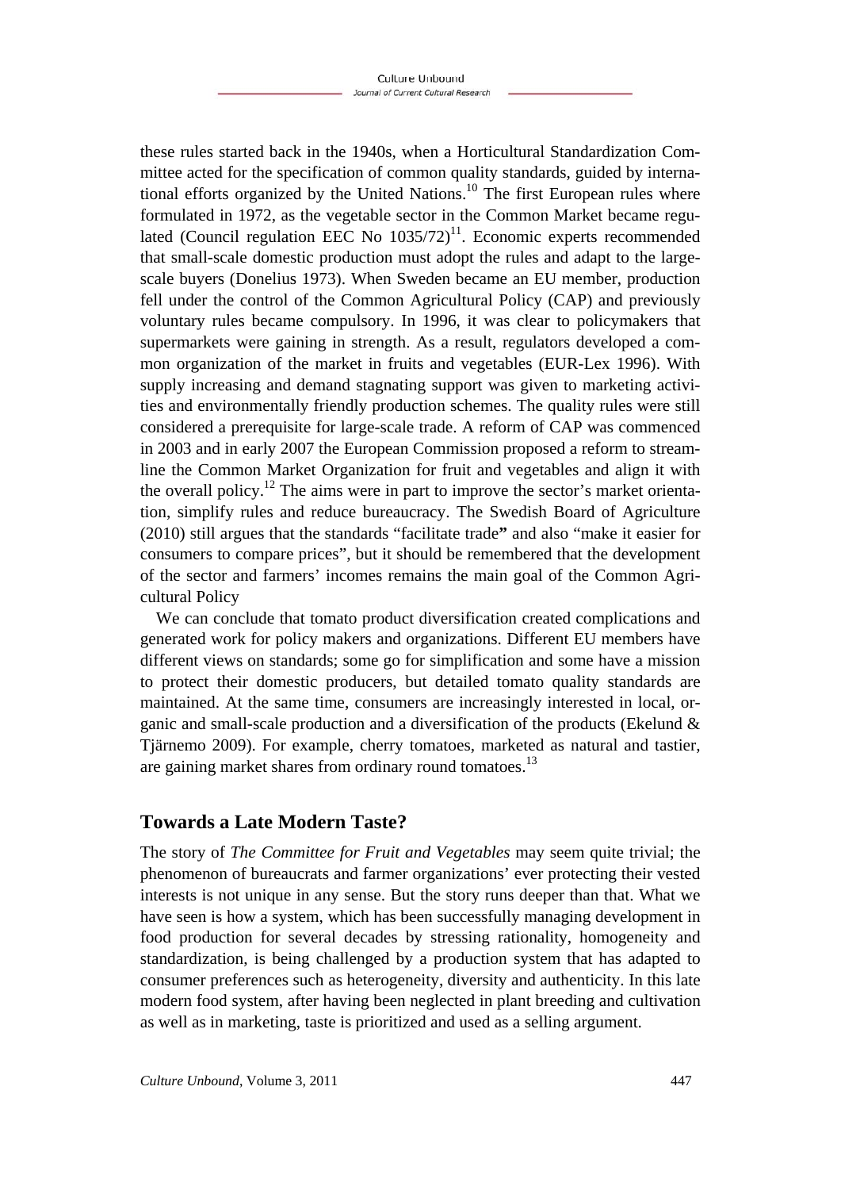these rules started back in the 1940s, when a Horticultural Standardization Committee acted for the specification of common quality standards, guided by international efforts organized by the United Nations.[10] The first European rules where formulated in 1972, as the vegetable sector in the Common Market became regulated (Council regulation EEC No 1035/72)[11]. Economic experts recommended that small-scale domestic production must adopt the rules and adapt to the large-scale buyers (Donelius 1973). When Sweden became an EU member, production fell under the control of the Common Agricultural Policy (CAP) and previously voluntary rules became compulsory. In 1996, it was clear to policymakers that supermarkets were gaining in strength. As a result, regulators developed a common organization of the market in fruits and vegetables (EUR-Lex 1996). With supply increasing and demand stagnating support was given to marketing activities and environmentally friendly production schemes. The quality rules were still considered a prerequisite for large-scale trade. A reform of CAP was commenced in 2003 and in early 2007 the European Commission proposed a reform to streamline the Common Market Organization for fruit and vegetables and align it with the overall policy.[12] The aims were in part to improve the sector's market orientation, simplify rules and reduce bureaucracy. The Swedish Board of Agriculture (2010) still argues that the standards "facilitate trade**"** and also "make it easier for consumers to compare prices", but it should be remembered that the development of the sector and farmers' incomes remains the main goal of the Common Agricultural Policy

We can conclude that tomato product diversification created complications and generated work for policy makers and organizations. Different EU members have different views on standards; some go for simplification and some have a mission to protect their domestic producers, but detailed tomato quality standards are maintained. At the same time, consumers are increasingly interested in local, organic and small-scale production and a diversification of the products (Ekelund & Tjärnemo 2009). For example, cherry tomatoes, marketed as natural and tastier, are gaining market shares from ordinary round tomatoes.[13]

## Towards a Late Modern Taste?

The story of *The Committee for Fruit and Vegetables* may seem quite trivial; the phenomenon of bureaucrats and farmer organizations' ever protecting their vested interests is not unique in any sense. But the story runs deeper than that. What we have seen is how a system, which has been successfully managing development in food production for several decades by stressing rationality, homogeneity and standardization, is being challenged by a production system that has adapted to consumer preferences such as heterogeneity, diversity and authenticity. In this late modern food system, after having been neglected in plant breeding and cultivation as well as in marketing, taste is prioritized and used as a selling argument.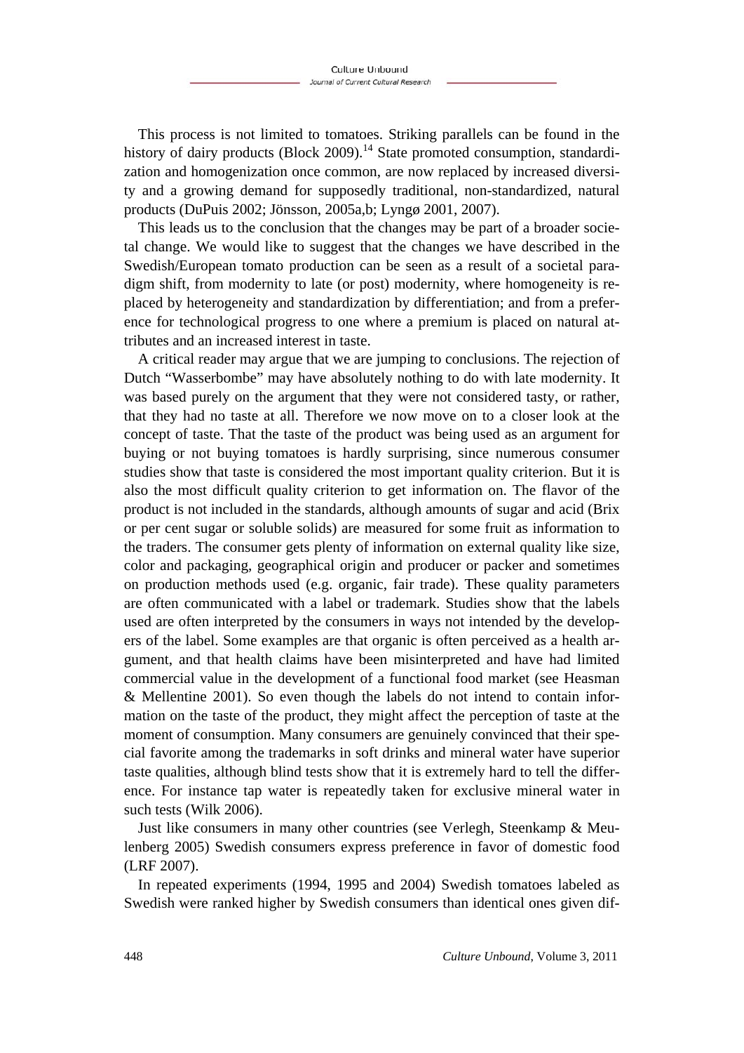This process is not limited to tomatoes. Striking parallels can be found in the history of dairy products (Block 2009).[14] State promoted consumption, standardization and homogenization once common, are now replaced by increased diversity and a growing demand for supposedly traditional, non-standardized, natural products (DuPuis 2002; Jönsson, 2005a,b; Lyngø 2001, 2007).

This leads us to the conclusion that the changes may be part of a broader societal change. We would like to suggest that the changes we have described in the Swedish/European tomato production can be seen as a result of a societal paradigm shift, from modernity to late (or post) modernity, where homogeneity is replaced by heterogeneity and standardization by differentiation; and from a preference for technological progress to one where a premium is placed on natural attributes and an increased interest in taste.

A critical reader may argue that we are jumping to conclusions. The rejection of Dutch "Wasserbombe" may have absolutely nothing to do with late modernity. It was based purely on the argument that they were not considered tasty, or rather, that they had no taste at all. Therefore we now move on to a closer look at the concept of taste. That the taste of the product was being used as an argument for buying or not buying tomatoes is hardly surprising, since numerous consumer studies show that taste is considered the most important quality criterion. But it is also the most difficult quality criterion to get information on. The flavor of the product is not included in the standards, although amounts of sugar and acid (Brix or per cent sugar or soluble solids) are measured for some fruit as information to the traders. The consumer gets plenty of information on external quality like size, color and packaging, geographical origin and producer or packer and sometimes on production methods used (e.g. organic, fair trade). These quality parameters are often communicated with a label or trademark. Studies show that the labels used are often interpreted by the consumers in ways not intended by the developers of the label. Some examples are that organic is often perceived as a health argument, and that health claims have been misinterpreted and have had limited commercial value in the development of a functional food market (see Heasman & Mellentine 2001). So even though the labels do not intend to contain information on the taste of the product, they might affect the perception of taste at the moment of consumption. Many consumers are genuinely convinced that their special favorite among the trademarks in soft drinks and mineral water have superior taste qualities, although blind tests show that it is extremely hard to tell the difference. For instance tap water is repeatedly taken for exclusive mineral water in such tests (Wilk 2006).

Just like consumers in many other countries (see Verlegh, Steenkamp & Meulenberg 2005) Swedish consumers express preference in favor of domestic food (LRF 2007).

In repeated experiments (1994, 1995 and 2004) Swedish tomatoes labeled as Swedish were ranked higher by Swedish consumers than identical ones given dif-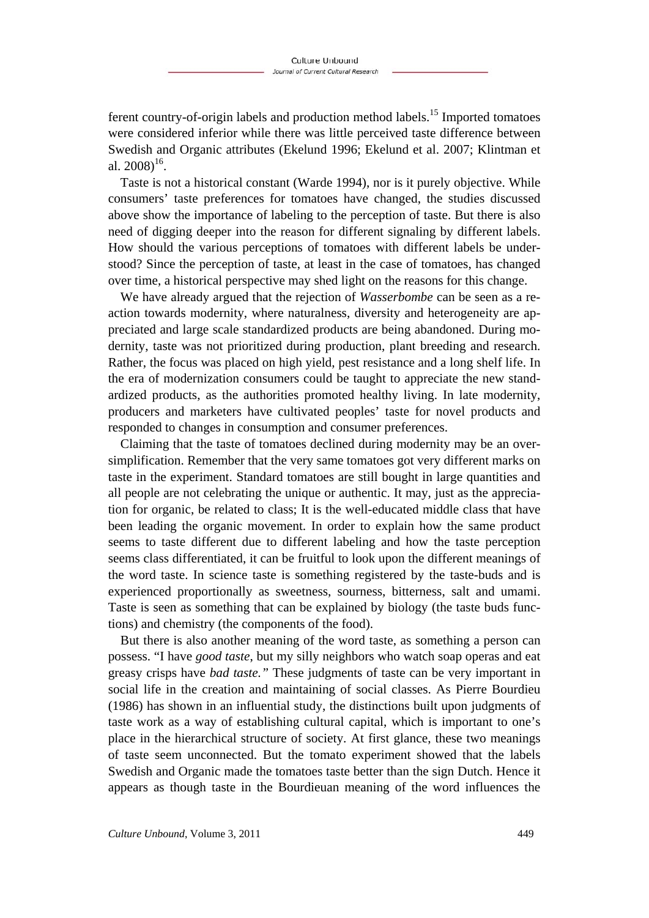ferent country-of-origin labels and production method labels.[15] Imported tomatoes were considered inferior while there was little perceived taste difference between Swedish and Organic attributes (Ekelund 1996; Ekelund et al. 2007; Klintman et al. 2008)[16].

Taste is not a historical constant (Warde 1994), nor is it purely objective. While consumers' taste preferences for tomatoes have changed, the studies discussed above show the importance of labeling to the perception of taste. But there is also need of digging deeper into the reason for different signaling by different labels. How should the various perceptions of tomatoes with different labels be understood? Since the perception of taste, at least in the case of tomatoes, has changed over time, a historical perspective may shed light on the reasons for this change.

We have already argued that the rejection of *Wasserbombe* can be seen as a reaction towards modernity, where naturalness, diversity and heterogeneity are appreciated and large scale standardized products are being abandoned. During modernity, taste was not prioritized during production, plant breeding and research. Rather, the focus was placed on high yield, pest resistance and a long shelf life. In the era of modernization consumers could be taught to appreciate the new standardized products, as the authorities promoted healthy living. In late modernity, producers and marketers have cultivated peoples' taste for novel products and responded to changes in consumption and consumer preferences.

Claiming that the taste of tomatoes declined during modernity may be an oversimplification. Remember that the very same tomatoes got very different marks on taste in the experiment. Standard tomatoes are still bought in large quantities and all people are not celebrating the unique or authentic. It may, just as the appreciation for organic, be related to class; It is the well-educated middle class that have been leading the organic movement. In order to explain how the same product seems to taste different due to different labeling and how the taste perception seems class differentiated, it can be fruitful to look upon the different meanings of the word taste. In science taste is something registered by the taste-buds and is experienced proportionally as sweetness, sourness, bitterness, salt and umami. Taste is seen as something that can be explained by biology (the taste buds functions) and chemistry (the components of the food).

But there is also another meaning of the word taste, as something a person can possess. "I have *good taste*, but my silly neighbors who watch soap operas and eat greasy crisps have *bad taste."* These judgments of taste can be very important in social life in the creation and maintaining of social classes. As Pierre Bourdieu (1986) has shown in an influential study, the distinctions built upon judgments of taste work as a way of establishing cultural capital, which is important to one's place in the hierarchical structure of society. At first glance, these two meanings of taste seem unconnected. But the tomato experiment showed that the labels Swedish and Organic made the tomatoes taste better than the sign Dutch. Hence it appears as though taste in the Bourdieuan meaning of the word influences the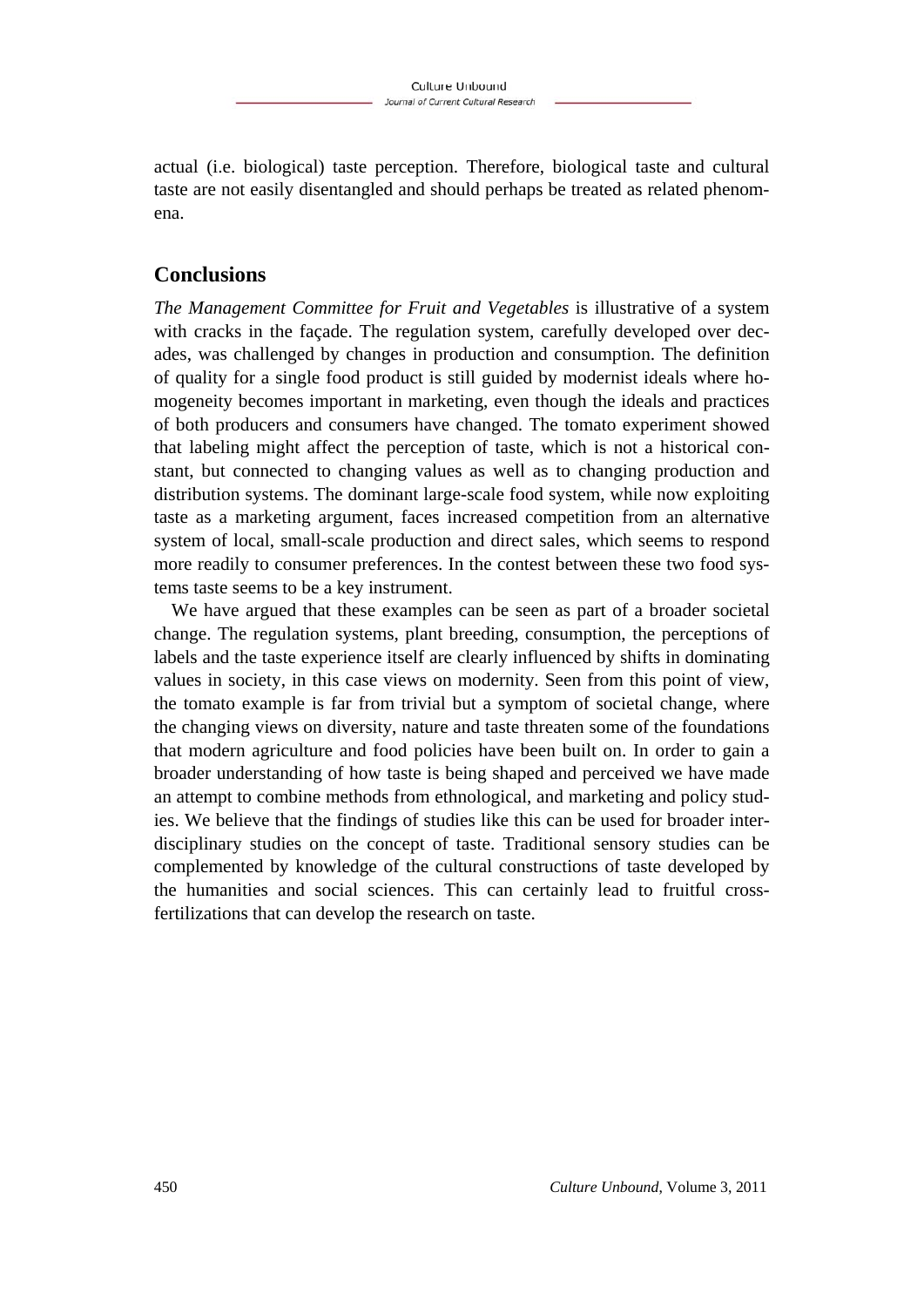actual (i.e. biological) taste perception. Therefore, biological taste and cultural taste are not easily disentangled and should perhaps be treated as related phenomena.

## Conclusions

*The Management Committee for Fruit and Vegetables* is illustrative of a system with cracks in the façade. The regulation system, carefully developed over decades, was challenged by changes in production and consumption. The definition of quality for a single food product is still guided by modernist ideals where homogeneity becomes important in marketing, even though the ideals and practices of both producers and consumers have changed. The tomato experiment showed that labeling might affect the perception of taste, which is not a historical constant, but connected to changing values as well as to changing production and distribution systems. The dominant large-scale food system, while now exploiting taste as a marketing argument, faces increased competition from an alternative system of local, small-scale production and direct sales, which seems to respond more readily to consumer preferences. In the contest between these two food systems taste seems to be a key instrument.

We have argued that these examples can be seen as part of a broader societal change. The regulation systems, plant breeding, consumption, the perceptions of labels and the taste experience itself are clearly influenced by shifts in dominating values in society, in this case views on modernity. Seen from this point of view, the tomato example is far from trivial but a symptom of societal change, where the changing views on diversity, nature and taste threaten some of the foundations that modern agriculture and food policies have been built on. In order to gain a broader understanding of how taste is being shaped and perceived we have made an attempt to combine methods from ethnological, and marketing and policy studies. We believe that the findings of studies like this can be used for broader interdisciplinary studies on the concept of taste. Traditional sensory studies can be complemented by knowledge of the cultural constructions of taste developed by the humanities and social sciences. This can certainly lead to fruitful cross-fertilizations that can develop the research on taste.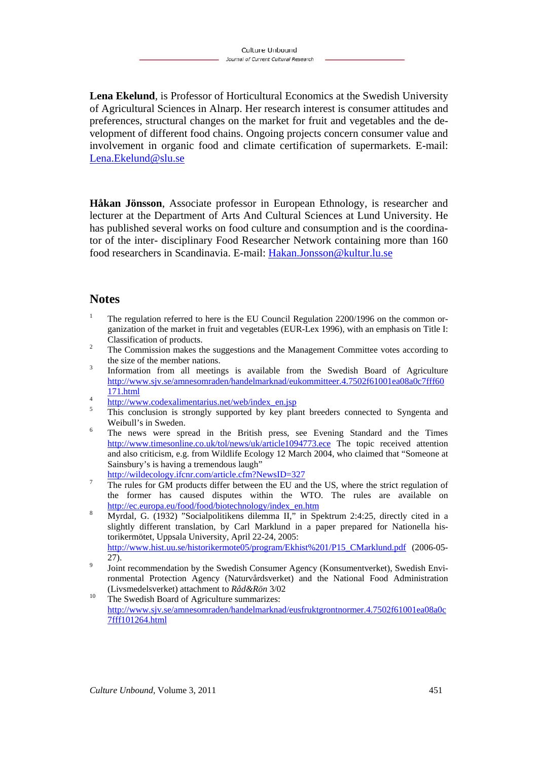**Lena Ekelund**, is Professor of Horticultural Economics at the Swedish University of Agricultural Sciences in Alnarp. Her research interest is consumer attitudes and preferences, structural changes on the market for fruit and vegetables and the development of different food chains. Ongoing projects concern consumer value and involvement in organic food and climate certification of supermarkets. E-mail: Lena.Ekelund@slu.se

**Håkan Jönsson**, Associate professor in European Ethnology, is researcher and lecturer at the Department of Arts And Cultural Sciences at Lund University. He has published several works on food culture and consumption and is the coordinator of the inter- disciplinary Food Researcher Network containing more than 160 food researchers in Scandinavia. E-mail: Hakan.Jonsson@kultur.lu.se

## Notes

1. The regulation referred to here is the EU Council Regulation 2200/1996 on the common organization of the market in fruit and vegetables (EUR-Lex 1996), with an emphasis on Title I: Classification of products.
2. The Commission makes the suggestions and the Management Committee votes according to the size of the member nations.
3. Information from all meetings is available from the Swedish Board of Agriculture http://www.sjv.se/amnesomraden/handelmarknad/eukommitteer.4.7502f61001ea08a0c7fff60171.html
4. http://www.codexalimentarius.net/web/index_en.jsp
5. This conclusion is strongly supported by key plant breeders connected to Syngenta and Weibull's in Sweden.
6. The news were spread in the British press, see Evening Standard and the Times http://www.timesonline.co.uk/tol/news/uk/article1094773.ece The topic received attention and also criticism, e.g. from Wildlife Ecology 12 March 2004, who claimed that "Someone at Sainsbury's is having a tremendous laugh" http://wildecology.ifcnr.com/article.cfm?NewsID=327
7. The rules for GM products differ between the EU and the US, where the strict regulation of the former has caused disputes within the WTO. The rules are available on http://ec.europa.eu/food/food/biotechnology/index_en.htm
8. Myrdal, G. (1932) "Socialpolitikens dilemma II," in Spektrum 2:4:25, directly cited in a slightly different translation, by Carl Marklund in a paper prepared for Nationella historikermötet, Uppsala University, April 22-24, 2005: http://www.hist.uu.se/historikermote05/program/Ekhist%201/P15_CMarklund.pdf (2006-05-27).
9. Joint recommendation by the Swedish Consumer Agency (Konsumentverket), Swedish Environmental Protection Agency (Naturvårdsverket) and the National Food Administration (Livsmedelsverket) attachment to *Råd&Rön* 3/02
10. The Swedish Board of Agriculture summarizes: http://www.sjv.se/amnesomraden/handelmarknad/eusfruktgrontnormer.4.7502f61001ea08a0c7fff101264.html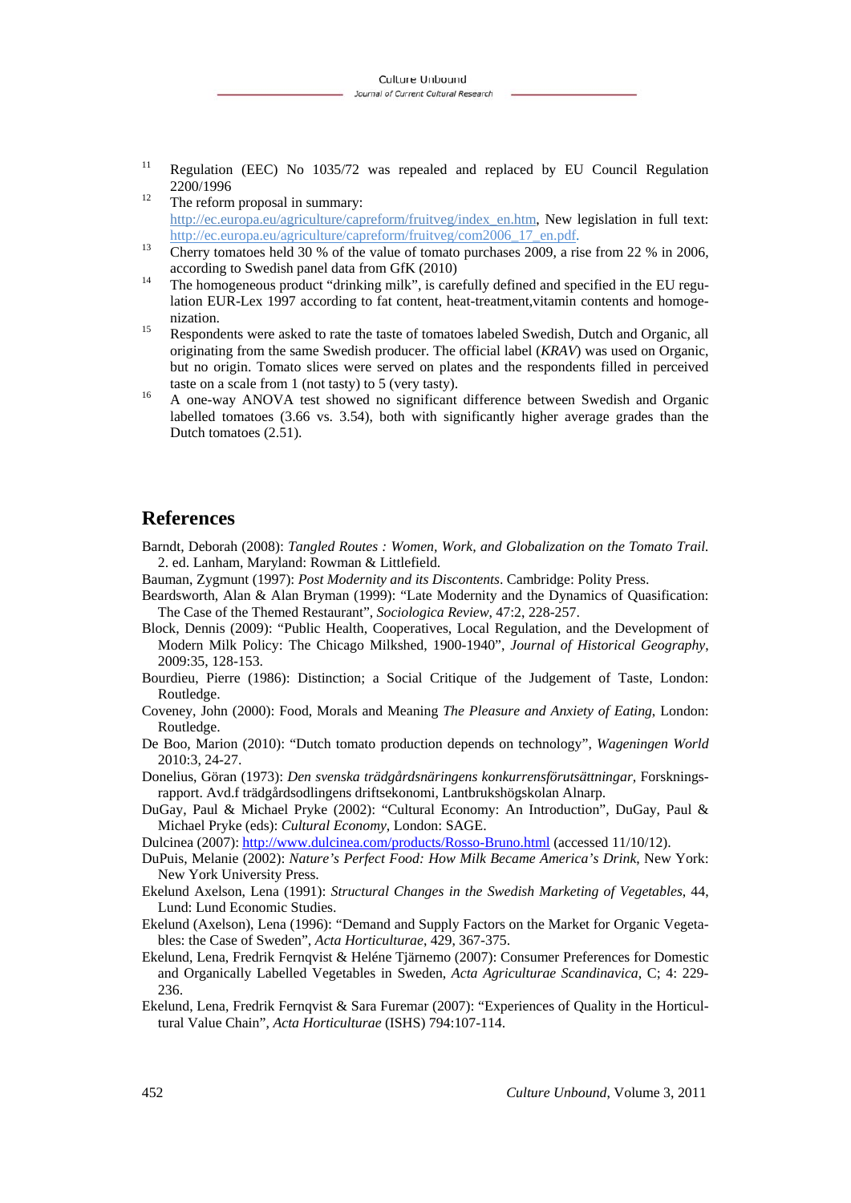[11] Regulation (EEC) No 1035/72 was repealed and replaced by EU Council Regulation 2200/1996

[12] The reform proposal in summary: http://ec.europa.eu/agriculture/capreform/fruitveg/index_en.htm, New legislation in full text: http://ec.europa.eu/agriculture/capreform/fruitveg/com2006_17_en.pdf.

[13] Cherry tomatoes held 30 % of the value of tomato purchases 2009, a rise from 22 % in 2006, according to Swedish panel data from GfK (2010)

[14] The homogeneous product "drinking milk", is carefully defined and specified in the EU regulation EUR-Lex 1997 according to fat content, heat-treatment,vitamin contents and homogenization.

[15] Respondents were asked to rate the taste of tomatoes labeled Swedish, Dutch and Organic, all originating from the same Swedish producer. The official label (*KRAV*) was used on Organic, but no origin. Tomato slices were served on plates and the respondents filled in perceived taste on a scale from 1 (not tasty) to 5 (very tasty).

[16] A one-way ANOVA test showed no significant difference between Swedish and Organic labelled tomatoes (3.66 vs. 3.54), both with significantly higher average grades than the Dutch tomatoes (2.51).

## References

Barndt, Deborah (2008): *Tangled Routes : Women, Work, and Globalization on the Tomato Trail.* 2. ed. Lanham, Maryland: Rowman & Littlefield.

Bauman, Zygmunt (1997): *Post Modernity and its Discontents*. Cambridge: Polity Press.

Beardsworth, Alan & Alan Bryman (1999): "Late Modernity and the Dynamics of Quasification: The Case of the Themed Restaurant", *Sociologica Review*, 47:2, 228-257.

Block, Dennis (2009): "Public Health, Cooperatives, Local Regulation, and the Development of Modern Milk Policy: The Chicago Milkshed, 1900-1940", *Journal of Historical Geography*, 2009:35, 128-153.

Bourdieu, Pierre (1986): Distinction; a Social Critique of the Judgement of Taste, London: Routledge.

Coveney, John (2000): Food, Morals and Meaning *The Pleasure and Anxiety of Eating*, London: Routledge.

De Boo, Marion (2010): "Dutch tomato production depends on technology", *Wageningen World* 2010:3, 24-27.

Donelius, Göran (1973): *Den svenska trädgårdsnäringens konkurrensförutsättningar*, Forskningsrapport. Avd.f trädgårdsodlingens driftsekonomi, Lantbrukshögskolan Alnarp.

DuGay, Paul & Michael Pryke (2002): "Cultural Economy: An Introduction", DuGay, Paul & Michael Pryke (eds): *Cultural Economy*, London: SAGE.

Dulcinea (2007): http://www.dulcinea.com/products/Rosso-Bruno.html (accessed 11/10/12).

DuPuis, Melanie (2002): *Nature's Perfect Food: How Milk Became America's Drink*, New York: New York University Press.

Ekelund Axelson, Lena (1991): *Structural Changes in the Swedish Marketing of Vegetables*, 44, Lund: Lund Economic Studies.

Ekelund (Axelson), Lena (1996): "Demand and Supply Factors on the Market for Organic Vegetables: the Case of Sweden", *Acta Horticulturae*, 429, 367-375.

Ekelund, Lena, Fredrik Fernqvist & Heléne Tjärnemo (2007): Consumer Preferences for Domestic and Organically Labelled Vegetables in Sweden, *Acta Agriculturae Scandinavica*, C; 4: 229-236.

Ekelund, Lena, Fredrik Fernqvist & Sara Furemar (2007): "Experiences of Quality in the Horticultural Value Chain", *Acta Horticulturae* (ISHS) 794:107-114.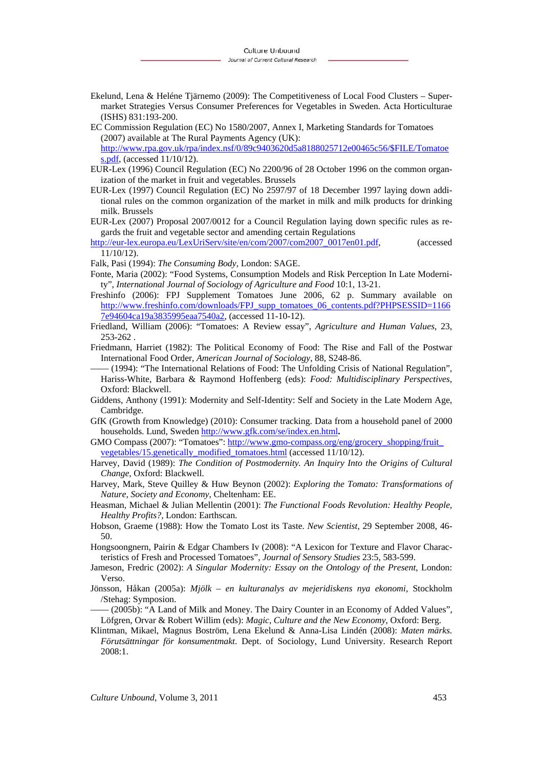Ekelund, Lena & Heléne Tjärnemo (2009): The Competitiveness of Local Food Clusters – Supermarket Strategies Versus Consumer Preferences for Vegetables in Sweden. Acta Horticulturae (ISHS) 831:193-200.

EC Commission Regulation (EC) No 1580/2007, Annex I, Marketing Standards for Tomatoes (2007) available at The Rural Payments Agency (UK): http://www.rpa.gov.uk/rpa/index.nsf/0/89c9403620d5a8188025712e00465c56/$FILE/Tomatoes.pdf, (accessed 11/10/12).

EUR-Lex (1996) Council Regulation (EC) No 2200/96 of 28 October 1996 on the common organization of the market in fruit and vegetables. Brussels

EUR-Lex (1997) Council Regulation (EC) No 2597/97 of 18 December 1997 laying down additional rules on the common organization of the market in milk and milk products for drinking milk. Brussels

EUR-Lex (2007) Proposal 2007/0012 for a Council Regulation laying down specific rules as regards the fruit and vegetable sector and amending certain Regulations http://eur-lex.europa.eu/LexUriServ/site/en/com/2007/com2007_0017en01.pdf, (accessed 11/10/12).

Falk, Pasi (1994): *The Consuming Body*, London: SAGE.

Fonte, Maria (2002): "Food Systems, Consumption Models and Risk Perception In Late Modernity", *International Journal of Sociology of Agriculture and Food* 10:1, 13-21.

Freshinfo (2006): FPJ Supplement Tomatoes June 2006, 62 p. Summary available on http://www.freshinfo.com/downloads/FPJ_supp_tomatoes_06_contents.pdf?PHPSESSID=11667e94604ca19a3835995eaa7540a2, (accessed 11-10-12).

Friedland, William (2006): "Tomatoes: A Review essay", *Agriculture and Human Values*, 23, 253-262 .

Friedmann, Harriet (1982): The Political Economy of Food: The Rise and Fall of the Postwar International Food Order, *American Journal of Sociology*, 88, S248-86.

—— (1994): "The International Relations of Food: The Unfolding Crisis of National Regulation", Hariss-White, Barbara & Raymond Hoffenberg (eds): *Food: Multidisciplinary Perspectives*, Oxford: Blackwell.

Giddens, Anthony (1991): Modernity and Self-Identity: Self and Society in the Late Modern Age, Cambridge.

GfK (Growth from Knowledge) (2010): Consumer tracking. Data from a household panel of 2000 households. Lund, Sweden http://www.gfk.com/se/index.en.html**.**

GMO Compass (2007): "Tomatoes": http://www.gmo-compass.org/eng/grocery_shopping/fruit_vegetables/15.genetically_modified_tomatoes.html (accessed 11/10/12).

Harvey, David (1989): *The Condition of Postmodernity. An Inquiry Into the Origins of Cultural Change*, Oxford: Blackwell.

Harvey, Mark, Steve Quilley & Huw Beynon (2002): *Exploring the Tomato: Transformations of Nature, Society and Economy*, Cheltenham: EE.

Heasman, Michael & Julian Mellentin (2001): *The Functional Foods Revolution: Healthy People, Healthy Profits?*, London: Earthscan.

Hobson, Graeme (1988): How the Tomato Lost its Taste. *New Scientist*, 29 September 2008, 46-50.

Hongsoongnern, Pairin & Edgar Chambers Iv (2008): "A Lexicon for Texture and Flavor Characteristics of Fresh and Processed Tomatoes", *Journal of Sensory Studies* 23:5, 583-599.

Jameson, Fredric (2002): *A Singular Modernity: Essay on the Ontology of the Present*, London: Verso.

Jönsson, Håkan (2005a): *Mjölk – en kulturanalys av mejeridiskens nya ekonomi*, Stockholm /Stehag: Symposion.

—— (2005b): "A Land of Milk and Money. The Dairy Counter in an Economy of Added Values", Löfgren, Orvar & Robert Willim (eds): *Magic, Culture and the New Economy*, Oxford: Berg.

Klintman, Mikael, Magnus Boström, Lena Ekelund & Anna-Lisa Lindén (2008): *Maten märks. Förutsättningar för konsumentmakt*. Dept. of Sociology, Lund University. Research Report 2008:1.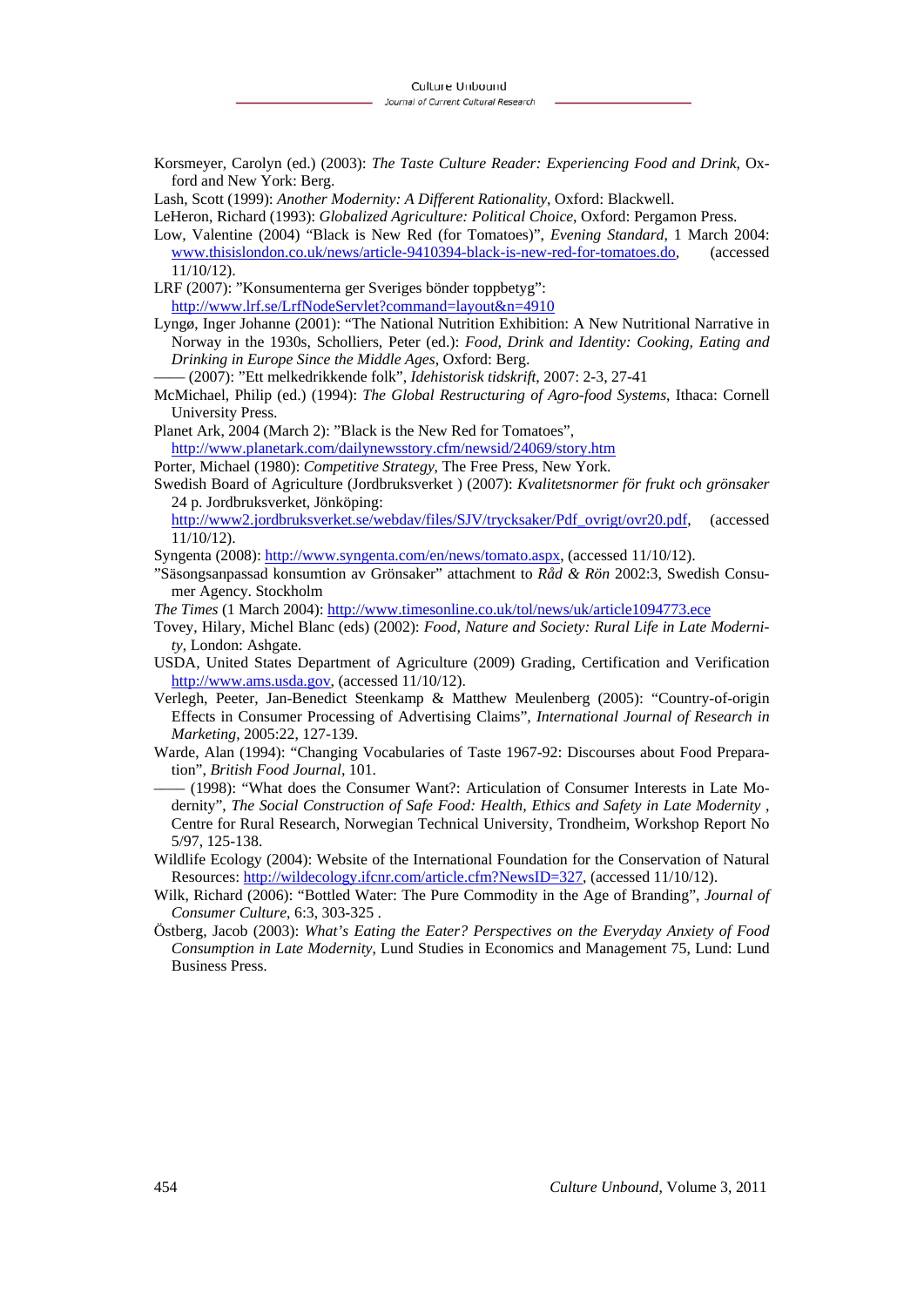Korsmeyer, Carolyn (ed.) (2003): *The Taste Culture Reader: Experiencing Food and Drink*, Oxford and New York: Berg.

Lash, Scott (1999): *Another Modernity: A Different Rationality*, Oxford: Blackwell.

LeHeron, Richard (1993): *Globalized Agriculture: Political Choice*, Oxford: Pergamon Press.

Low, Valentine (2004) "Black is New Red (for Tomatoes)", *Evening Standard*, 1 March 2004: www.thisislondon.co.uk/news/article-9410394-black-is-new-red-for-tomatoes.do, (accessed 11/10/12).

LRF (2007): "Konsumenterna ger Sveriges bönder toppbetyg": http://www.lrf.se/LrfNodeServlet?command=layout&n=4910

Lyngø, Inger Johanne (2001): "The National Nutrition Exhibition: A New Nutritional Narrative in Norway in the 1930s, Scholliers, Peter (ed.): *Food, Drink and Identity: Cooking, Eating and Drinking in Europe Since the Middle Ages*, Oxford: Berg.

—— (2007): "Ett melkedrikkende folk", *Idehistorisk tidskrift*, 2007: 2-3, 27-41

McMichael, Philip (ed.) (1994): *The Global Restructuring of Agro-food Systems*, Ithaca: Cornell University Press.

Planet Ark, 2004 (March 2): "Black is the New Red for Tomatoes", http://www.planetark.com/dailynewsstory.cfm/newsid/24069/story.htm

Porter, Michael (1980): *Competitive Strategy*, The Free Press, New York.

Swedish Board of Agriculture (Jordbruksverket ) (2007): *Kvalitetsnormer för frukt och grönsaker* 24 p. Jordbruksverket, Jönköping: http://www2.jordbruksverket.se/webdav/files/SJV/trycksaker/Pdf_ovrigt/ovr20.pdf, (accessed 11/10/12).

Syngenta (2008): http://www.syngenta.com/en/news/tomato.aspx, (accessed 11/10/12).

"Säsongsanpassad konsumtion av Grönsaker" attachment to *Råd & Rön* 2002:3, Swedish Consumer Agency. Stockholm

*The Times* (1 March 2004): http://www.timesonline.co.uk/tol/news/uk/article1094773.ece

Tovey, Hilary, Michel Blanc (eds) (2002): *Food, Nature and Society: Rural Life in Late Modernity*, London: Ashgate.

USDA, United States Department of Agriculture (2009) Grading, Certification and Verification http://www.ams.usda.gov, (accessed 11/10/12).

Verlegh, Peeter, Jan-Benedict Steenkamp & Matthew Meulenberg (2005): "Country-of-origin Effects in Consumer Processing of Advertising Claims", *International Journal of Research in Marketing*, 2005:22, 127-139.

Warde, Alan (1994): "Changing Vocabularies of Taste 1967-92: Discourses about Food Preparation", *British Food Journal*, 101.

—— (1998): "What does the Consumer Want?: Articulation of Consumer Interests in Late Modernity", *The Social Construction of Safe Food: Health, Ethics and Safety in Late Modernity* , Centre for Rural Research, Norwegian Technical University, Trondheim, Workshop Report No 5/97, 125-138.

Wildlife Ecology (2004): Website of the International Foundation for the Conservation of Natural Resources: http://wildecology.ifcnr.com/article.cfm?NewsID=327, (accessed 11/10/12).

Wilk, Richard (2006): "Bottled Water: The Pure Commodity in the Age of Branding", *Journal of Consumer Culture*, 6:3, 303-325 .

Östberg, Jacob (2003): *What's Eating the Eater? Perspectives on the Everyday Anxiety of Food Consumption in Late Modernity*, Lund Studies in Economics and Management 75, Lund: Lund Business Press.